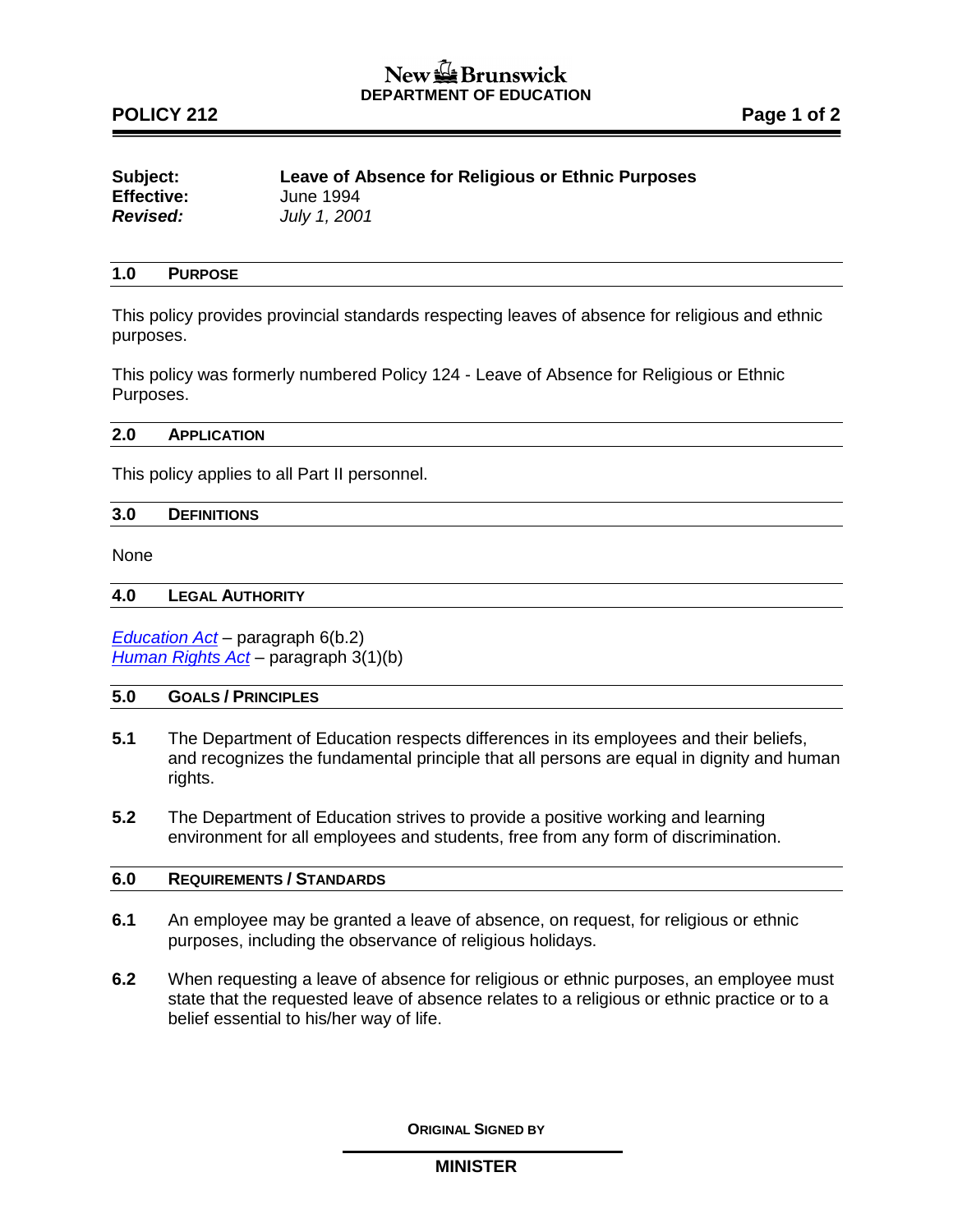New Brunswick
**DEPARTMENT OF EDUCATION**

**POLICY 212**

| | |
|---|---|
| **Subject:** | **Leave of Absence for Religious or Ethnic Purposes** |
| **Effective:** | June 1994 |
| ***Revised:*** | *July 1, 2001* |

## 1.0 PURPOSE

This policy provides provincial standards respecting leaves of absence for religious and ethnic purposes.

This policy was formerly numbered Policy 124 - Leave of Absence for Religious or Ethnic Purposes.

## 2.0 APPLICATION

This policy applies to all Part II personnel.

## 3.0 DEFINITIONS

None

## 4.0 LEGAL AUTHORITY

*Education Act* – paragraph 6(b.2)
*Human Rights Act* – paragraph 3(1)(b)

## 5.0 GOALS / PRINCIPLES

**5.1** The Department of Education respects differences in its employees and their beliefs, and recognizes the fundamental principle that all persons are equal in dignity and human rights.

**5.2** The Department of Education strives to provide a positive working and learning environment for all employees and students, free from any form of discrimination.

## 6.0 REQUIREMENTS / STANDARDS

**6.1** An employee may be granted a leave of absence, on request, for religious or ethnic purposes, including the observance of religious holidays.

**6.2** When requesting a leave of absence for religious or ethnic purposes, an employee must state that the requested leave of absence relates to a religious or ethnic practice or to a belief essential to his/her way of life.

**ORIGINAL SIGNED BY**

**MINISTER**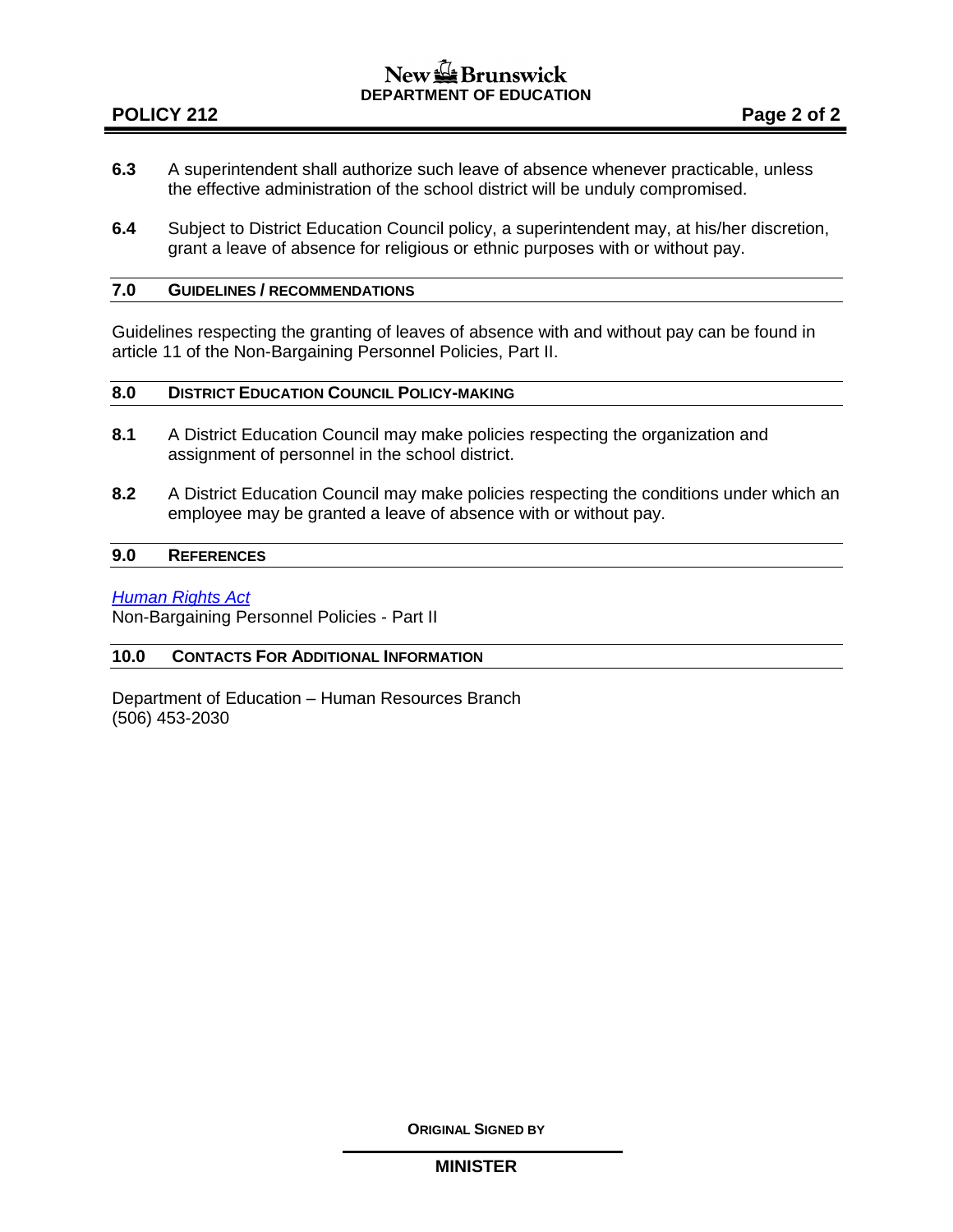**6.3** A superintendent shall authorize such leave of absence whenever practicable, unless the effective administration of the school district will be unduly compromised.

**6.4** Subject to District Education Council policy, a superintendent may, at his/her discretion, grant a leave of absence for religious or ethnic purposes with or without pay.

## 7.0 GUIDELINES / RECOMMENDATIONS

Guidelines respecting the granting of leaves of absence with and without pay can be found in article 11 of the Non-Bargaining Personnel Policies, Part II.

## 8.0 DISTRICT EDUCATION COUNCIL POLICY-MAKING

**8.1** A District Education Council may make policies respecting the organization and assignment of personnel in the school district.

**8.2** A District Education Council may make policies respecting the conditions under which an employee may be granted a leave of absence with or without pay.

## 9.0 REFERENCES

*Human Rights Act*
Non-Bargaining Personnel Policies - Part II

## 10.0 CONTACTS FOR ADDITIONAL INFORMATION

Department of Education – Human Resources Branch
(506) 453-2030

**ORIGINAL SIGNED BY**

**MINISTER**